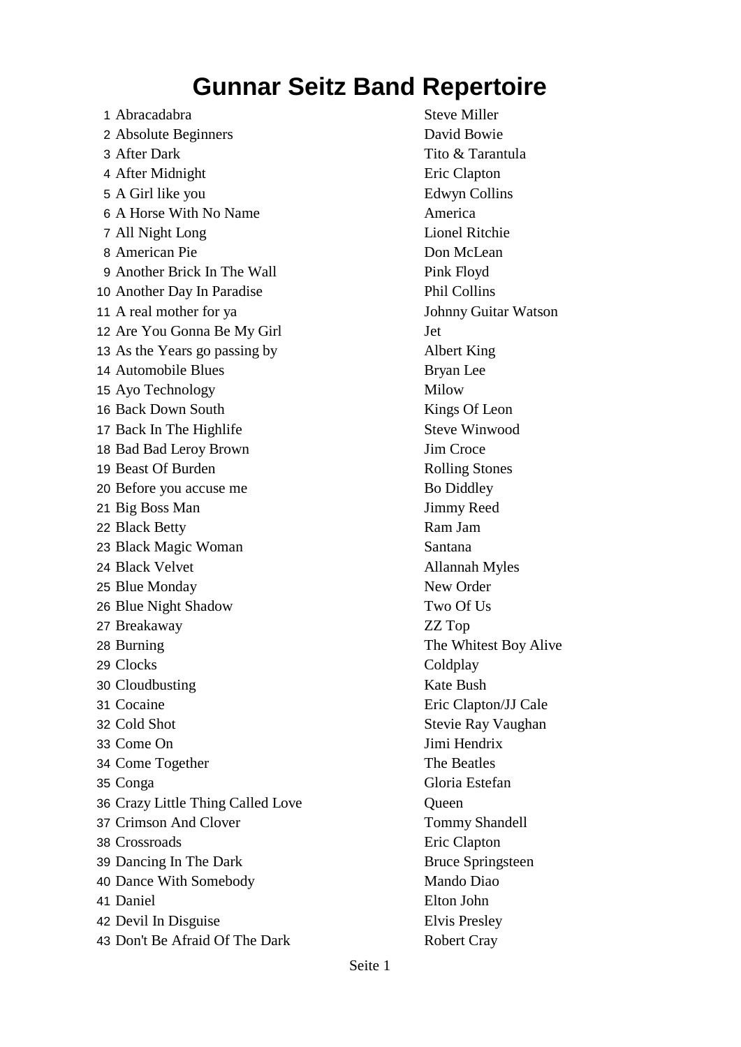# Gunnar Seitz Band Repertoire

| # | Title | Artist |
|---|---|---|
| 1 | Abracadabra | Steve Miller |
| 2 | Absolute Beginners | David Bowie |
| 3 | After Dark | Tito & Tarantula |
| 4 | After Midnight | Eric Clapton |
| 5 | A Girl like you | Edwyn Collins |
| 6 | A Horse With No Name | America |
| 7 | All Night Long | Lionel Ritchie |
| 8 | American Pie | Don McLean |
| 9 | Another Brick In The Wall | Pink Floyd |
| 10 | Another Day In Paradise | Phil Collins |
| 11 | A real mother for ya | Johnny Guitar Watson |
| 12 | Are You Gonna Be My Girl | Jet |
| 13 | As the Years go passing by | Albert King |
| 14 | Automobile Blues | Bryan Lee |
| 15 | Ayo Technology | Milow |
| 16 | Back Down South | Kings Of Leon |
| 17 | Back In The Highlife | Steve Winwood |
| 18 | Bad Bad Leroy Brown | Jim Croce |
| 19 | Beast Of Burden | Rolling Stones |
| 20 | Before you accuse me | Bo Diddley |
| 21 | Big Boss Man | Jimmy Reed |
| 22 | Black Betty | Ram Jam |
| 23 | Black Magic Woman | Santana |
| 24 | Black Velvet | Allannah Myles |
| 25 | Blue Monday | New Order |
| 26 | Blue Night Shadow | Two Of Us |
| 27 | Breakaway | ZZ Top |
| 28 | Burning | The Whitest Boy Alive |
| 29 | Clocks | Coldplay |
| 30 | Cloudbusting | Kate Bush |
| 31 | Cocaine | Eric Clapton/JJ Cale |
| 32 | Cold Shot | Stevie Ray Vaughan |
| 33 | Come On | Jimi Hendrix |
| 34 | Come Together | The Beatles |
| 35 | Conga | Gloria Estefan |
| 36 | Crazy Little Thing Called Love | Queen |
| 37 | Crimson And Clover | Tommy Shandell |
| 38 | Crossroads | Eric Clapton |
| 39 | Dancing In The Dark | Bruce Springsteen |
| 40 | Dance With Somebody | Mando Diao |
| 41 | Daniel | Elton John |
| 42 | Devil In Disguise | Elvis Presley |
| 43 | Don't Be Afraid Of The Dark | Robert Cray |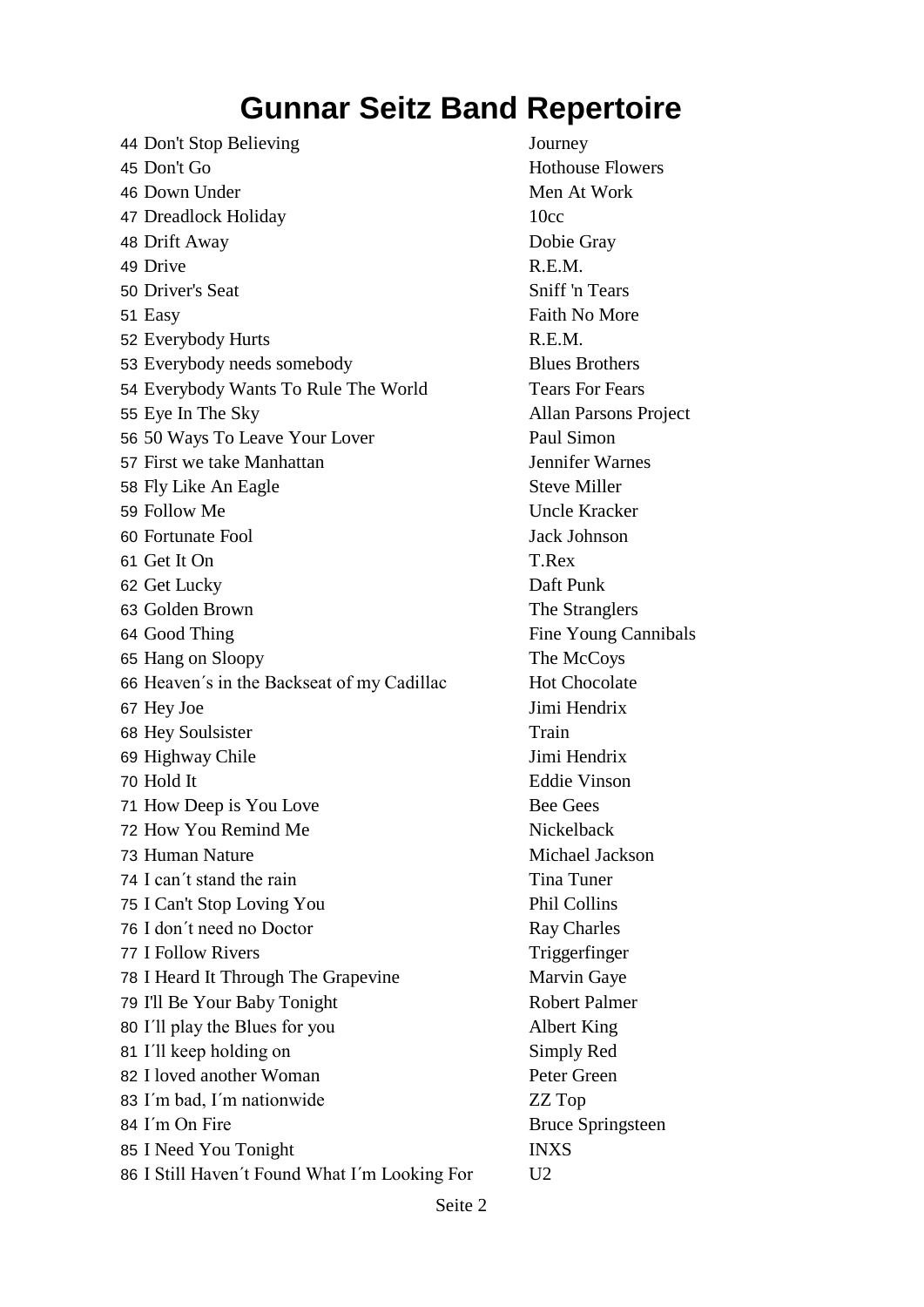# Gunnar Seitz Band Repertoire

| | | |
|---|---|---|
| 44 | Don't Stop Believing | Journey |
| 45 | Don't Go | Hothouse Flowers |
| 46 | Down Under | Men At Work |
| 47 | Dreadlock Holiday | 10cc |
| 48 | Drift Away | Dobie Gray |
| 49 | Drive | R.E.M. |
| 50 | Driver's Seat | Sniff 'n Tears |
| 51 | Easy | Faith No More |
| 52 | Everybody Hurts | R.E.M. |
| 53 | Everybody needs somebody | Blues Brothers |
| 54 | Everybody Wants To Rule The World | Tears For Fears |
| 55 | Eye In The Sky | Allan Parsons Project |
| 56 | 50 Ways To Leave Your Lover | Paul Simon |
| 57 | First we take Manhattan | Jennifer Warnes |
| 58 | Fly Like An Eagle | Steve Miller |
| 59 | Follow Me | Uncle Kracker |
| 60 | Fortunate Fool | Jack Johnson |
| 61 | Get It On | T.Rex |
| 62 | Get Lucky | Daft Punk |
| 63 | Golden Brown | The Stranglers |
| 64 | Good Thing | Fine Young Cannibals |
| 65 | Hang on Sloopy | The McCoys |
| 66 | Heaven´s in the Backseat of my Cadillac | Hot Chocolate |
| 67 | Hey Joe | Jimi Hendrix |
| 68 | Hey Soulsister | Train |
| 69 | Highway Chile | Jimi Hendrix |
| 70 | Hold It | Eddie Vinson |
| 71 | How Deep is You Love | Bee Gees |
| 72 | How You Remind Me | Nickelback |
| 73 | Human Nature | Michael Jackson |
| 74 | I can´t stand the rain | Tina Tuner |
| 75 | I Can't Stop Loving You | Phil Collins |
| 76 | I don´t need no Doctor | Ray Charles |
| 77 | I Follow Rivers | Triggerfinger |
| 78 | I Heard It Through The Grapevine | Marvin Gaye |
| 79 | I'll Be Your Baby Tonight | Robert Palmer |
| 80 | I´ll play the Blues for you | Albert King |
| 81 | I´ll keep holding on | Simply Red |
| 82 | I loved another Woman | Peter Green |
| 83 | I´m bad, I´m nationwide | ZZ Top |
| 84 | I´m On Fire | Bruce Springsteen |
| 85 | I Need You Tonight | INXS |
| 86 | I Still Haven´t Found What I´m Looking For | U2 |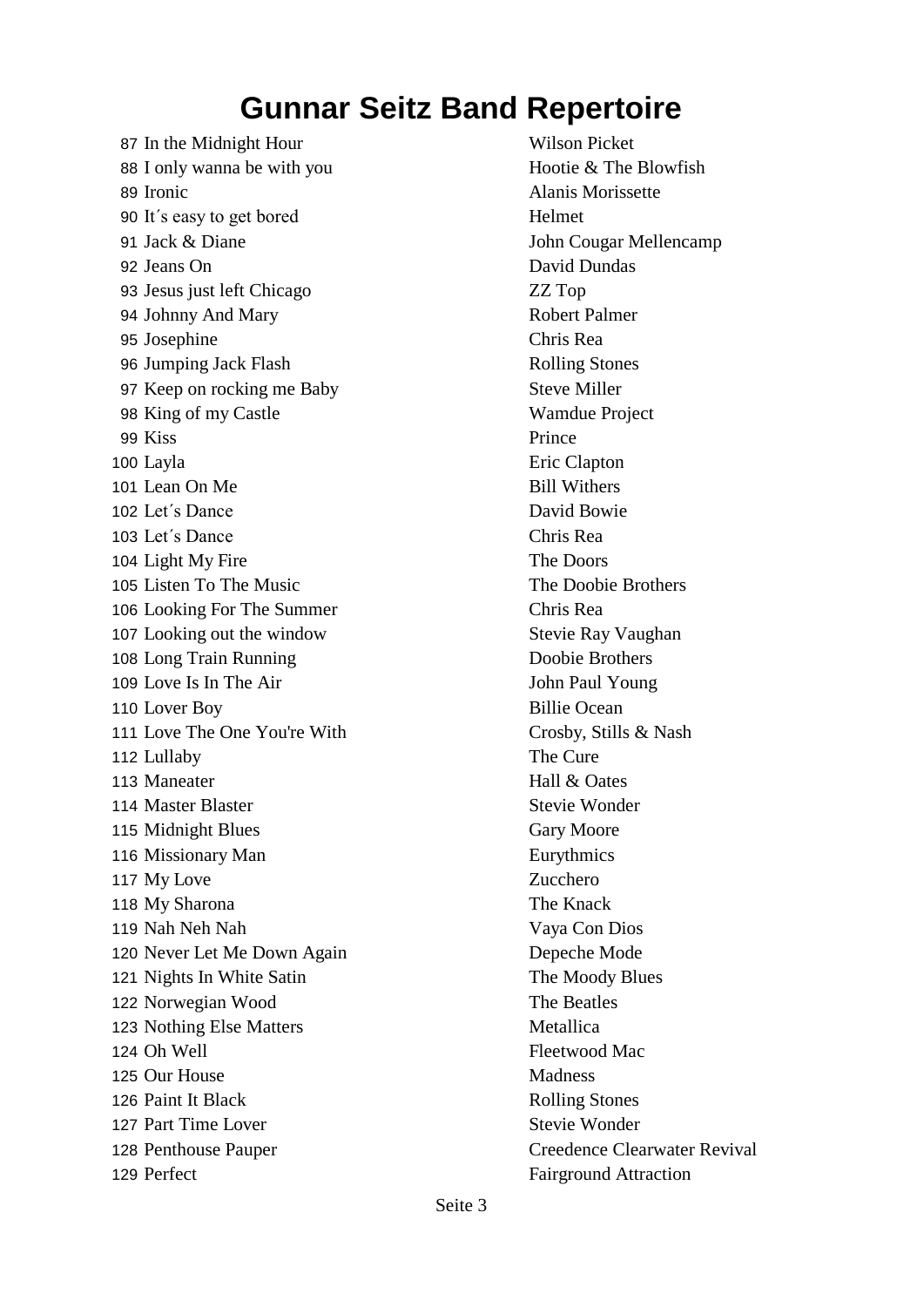# Gunnar Seitz Band Repertoire

| | | |
|---|---|---|
| 87 | In the Midnight Hour | Wilson Picket |
| 88 | I only wanna be with you | Hootie & The Blowfish |
| 89 | Ironic | Alanis Morissette |
| 90 | It´s easy to get bored | Helmet |
| 91 | Jack & Diane | John Cougar Mellencamp |
| 92 | Jeans On | David Dundas |
| 93 | Jesus just left Chicago | ZZ Top |
| 94 | Johnny And Mary | Robert Palmer |
| 95 | Josephine | Chris Rea |
| 96 | Jumping Jack Flash | Rolling Stones |
| 97 | Keep on rocking me Baby | Steve Miller |
| 98 | King of my Castle | Wamdue Project |
| 99 | Kiss | Prince |
| 100 | Layla | Eric Clapton |
| 101 | Lean On Me | Bill Withers |
| 102 | Let´s Dance | David Bowie |
| 103 | Let´s Dance | Chris Rea |
| 104 | Light My Fire | The Doors |
| 105 | Listen To The Music | The Doobie Brothers |
| 106 | Looking For The Summer | Chris Rea |
| 107 | Looking out the window | Stevie Ray Vaughan |
| 108 | Long Train Running | Doobie Brothers |
| 109 | Love Is In The Air | John Paul Young |
| 110 | Lover Boy | Billie Ocean |
| 111 | Love The One You're With | Crosby, Stills & Nash |
| 112 | Lullaby | The Cure |
| 113 | Maneater | Hall & Oates |
| 114 | Master Blaster | Stevie Wonder |
| 115 | Midnight Blues | Gary Moore |
| 116 | Missionary Man | Eurythmics |
| 117 | My Love | Zucchero |
| 118 | My Sharona | The Knack |
| 119 | Nah Neh Nah | Vaya Con Dios |
| 120 | Never Let Me Down Again | Depeche Mode |
| 121 | Nights In White Satin | The Moody Blues |
| 122 | Norwegian Wood | The Beatles |
| 123 | Nothing Else Matters | Metallica |
| 124 | Oh Well | Fleetwood Mac |
| 125 | Our House | Madness |
| 126 | Paint It Black | Rolling Stones |
| 127 | Part Time Lover | Stevie Wonder |
| 128 | Penthouse Pauper | Creedence Clearwater Revival |
| 129 | Perfect | Fairground Attraction |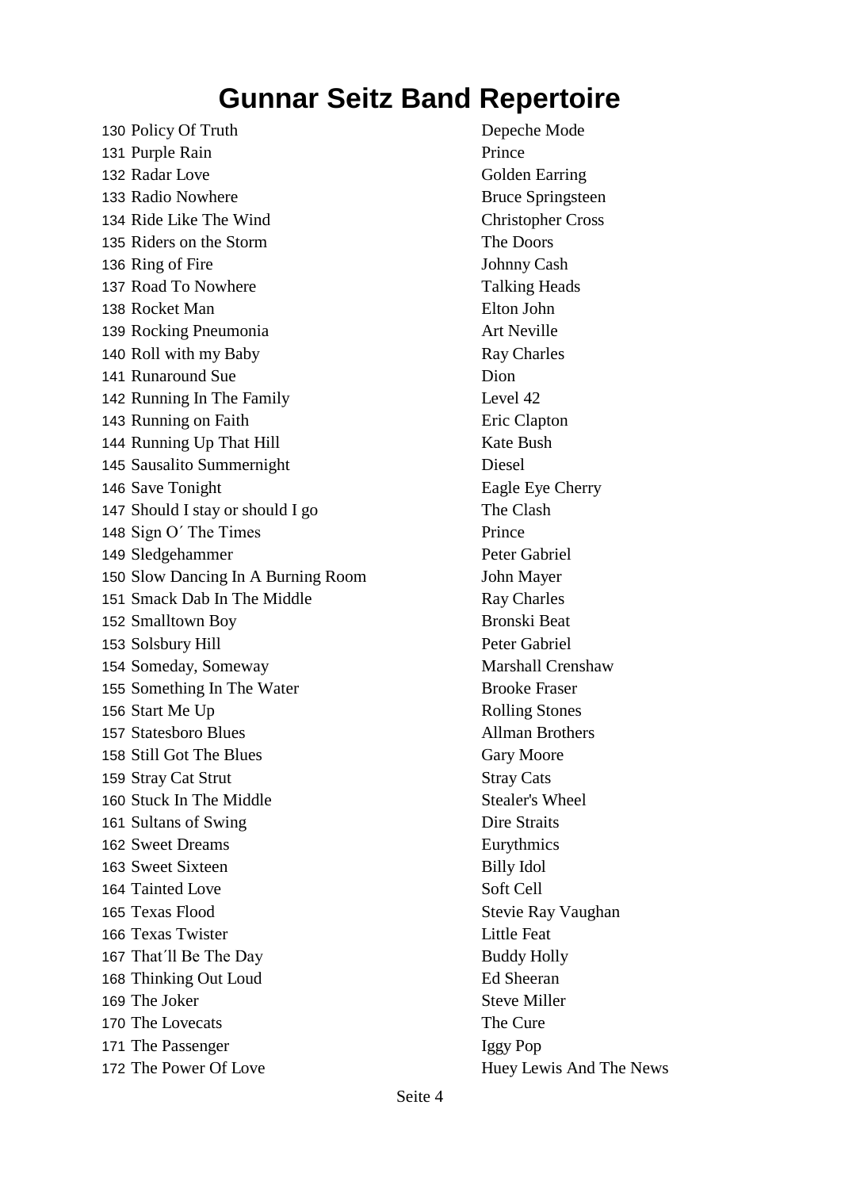# Gunnar Seitz Band Repertoire

| | | |
|---|---|---|
| 130 | Policy Of Truth | Depeche Mode |
| 131 | Purple Rain | Prince |
| 132 | Radar Love | Golden Earring |
| 133 | Radio Nowhere | Bruce Springsteen |
| 134 | Ride Like The Wind | Christopher Cross |
| 135 | Riders on the Storm | The Doors |
| 136 | Ring of Fire | Johnny Cash |
| 137 | Road To Nowhere | Talking Heads |
| 138 | Rocket Man | Elton John |
| 139 | Rocking Pneumonia | Art Neville |
| 140 | Roll with my Baby | Ray Charles |
| 141 | Runaround Sue | Dion |
| 142 | Running In The Family | Level 42 |
| 143 | Running on Faith | Eric Clapton |
| 144 | Running Up That Hill | Kate Bush |
| 145 | Sausalito Summernight | Diesel |
| 146 | Save Tonight | Eagle Eye Cherry |
| 147 | Should I stay or should I go | The Clash |
| 148 | Sign O´ The Times | Prince |
| 149 | Sledgehammer | Peter Gabriel |
| 150 | Slow Dancing In A Burning Room | John Mayer |
| 151 | Smack Dab In The Middle | Ray Charles |
| 152 | Smalltown Boy | Bronski Beat |
| 153 | Solsbury Hill | Peter Gabriel |
| 154 | Someday, Someway | Marshall Crenshaw |
| 155 | Something In The Water | Brooke Fraser |
| 156 | Start Me Up | Rolling Stones |
| 157 | Statesboro Blues | Allman Brothers |
| 158 | Still Got The Blues | Gary Moore |
| 159 | Stray Cat Strut | Stray Cats |
| 160 | Stuck In The Middle | Stealer's Wheel |
| 161 | Sultans of Swing | Dire Straits |
| 162 | Sweet Dreams | Eurythmics |
| 163 | Sweet Sixteen | Billy Idol |
| 164 | Tainted Love | Soft Cell |
| 165 | Texas Flood | Stevie Ray Vaughan |
| 166 | Texas Twister | Little Feat |
| 167 | That´ll Be The Day | Buddy Holly |
| 168 | Thinking Out Loud | Ed Sheeran |
| 169 | The Joker | Steve Miller |
| 170 | The Lovecats | The Cure |
| 171 | The Passenger | Iggy Pop |
| 172 | The Power Of Love | Huey Lewis And The News |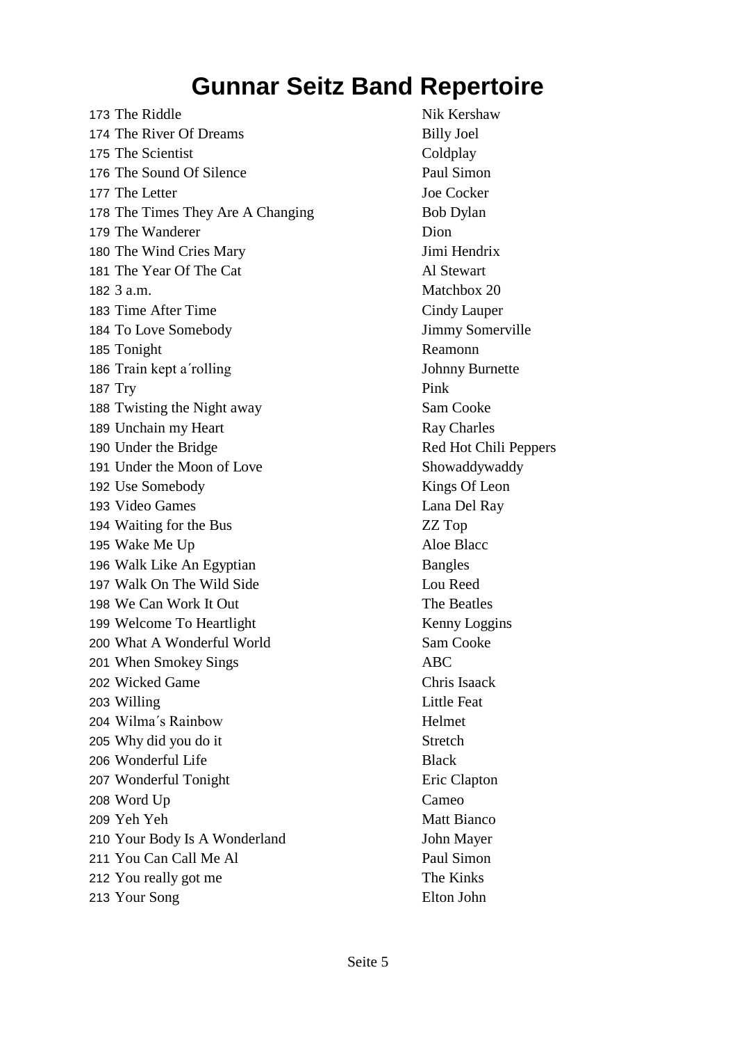# Gunnar Seitz Band Repertoire

| | | |
|---|---|---|
| 173 | The Riddle | Nik Kershaw |
| 174 | The River Of Dreams | Billy Joel |
| 175 | The Scientist | Coldplay |
| 176 | The Sound Of Silence | Paul Simon |
| 177 | The Letter | Joe Cocker |
| 178 | The Times They Are A Changing | Bob Dylan |
| 179 | The Wanderer | Dion |
| 180 | The Wind Cries Mary | Jimi Hendrix |
| 181 | The Year Of The Cat | Al Stewart |
| 182 | 3 a.m. | Matchbox 20 |
| 183 | Time After Time | Cindy Lauper |
| 184 | To Love Somebody | Jimmy Somerville |
| 185 | Tonight | Reamonn |
| 186 | Train kept a´rolling | Johnny Burnette |
| 187 | Try | Pink |
| 188 | Twisting the Night away | Sam Cooke |
| 189 | Unchain my Heart | Ray Charles |
| 190 | Under the Bridge | Red Hot Chili Peppers |
| 191 | Under the Moon of Love | Showaddywaddy |
| 192 | Use Somebody | Kings Of Leon |
| 193 | Video Games | Lana Del Ray |
| 194 | Waiting for the Bus | ZZ Top |
| 195 | Wake Me Up | Aloe Blacc |
| 196 | Walk Like An Egyptian | Bangles |
| 197 | Walk On The Wild Side | Lou Reed |
| 198 | We Can Work It Out | The Beatles |
| 199 | Welcome To Heartlight | Kenny Loggins |
| 200 | What A Wonderful World | Sam Cooke |
| 201 | When Smokey Sings | ABC |
| 202 | Wicked Game | Chris Isaack |
| 203 | Willing | Little Feat |
| 204 | Wilma´s Rainbow | Helmet |
| 205 | Why did you do it | Stretch |
| 206 | Wonderful Life | Black |
| 207 | Wonderful Tonight | Eric Clapton |
| 208 | Word Up | Cameo |
| 209 | Yeh Yeh | Matt Bianco |
| 210 | Your Body Is A Wonderland | John Mayer |
| 211 | You Can Call Me Al | Paul Simon |
| 212 | You really got me | The Kinks |
| 213 | Your Song | Elton John |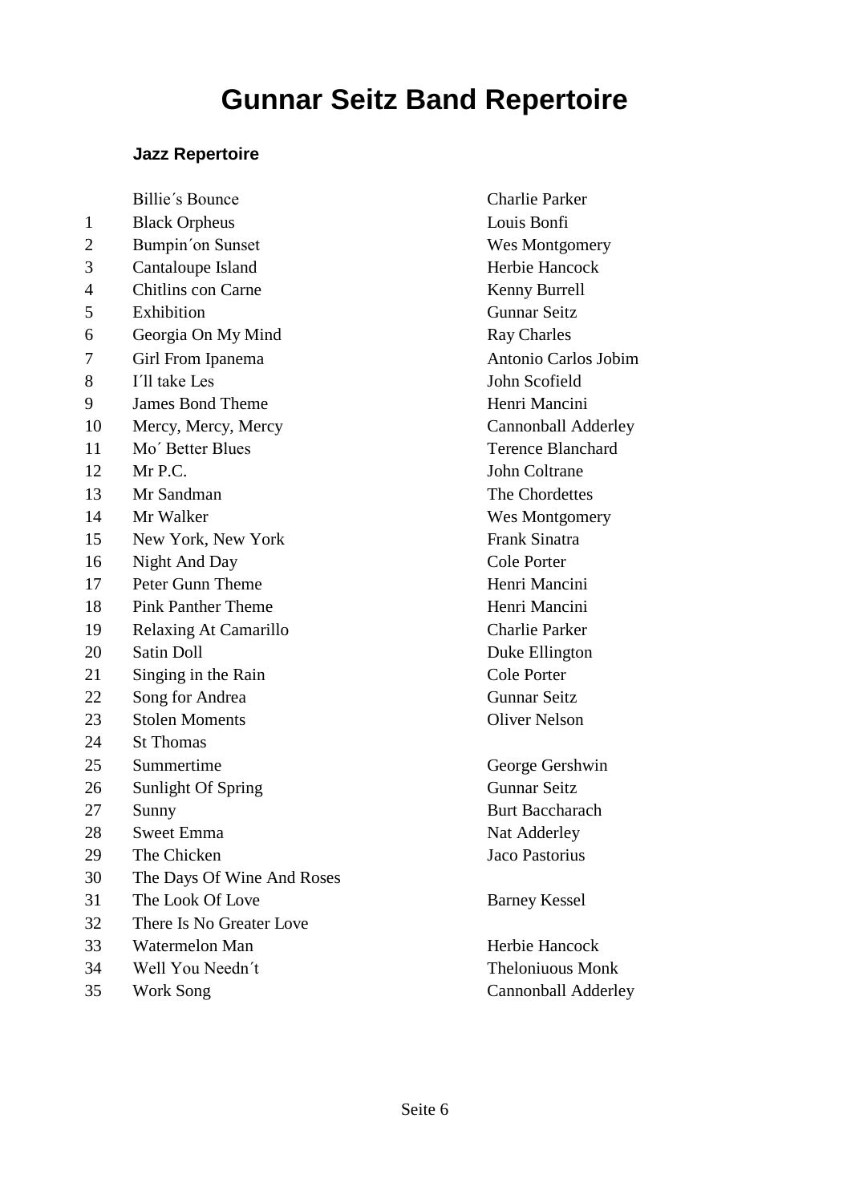# Gunnar Seitz Band Repertoire

### Jazz Repertoire

| | | |
|---|---|---|
| | Billie´s Bounce | Charlie Parker |
| 1 | Black Orpheus | Louis Bonfi |
| 2 | Bumpin´on Sunset | Wes Montgomery |
| 3 | Cantaloupe Island | Herbie Hancock |
| 4 | Chitlins con Carne | Kenny Burrell |
| 5 | Exhibition | Gunnar Seitz |
| 6 | Georgia On My Mind | Ray Charles |
| 7 | Girl From Ipanema | Antonio Carlos Jobim |
| 8 | I´ll take Les | John Scofield |
| 9 | James Bond Theme | Henri Mancini |
| 10 | Mercy, Mercy, Mercy | Cannonball Adderley |
| 11 | Mo´ Better Blues | Terence Blanchard |
| 12 | Mr P.C. | John Coltrane |
| 13 | Mr Sandman | The Chordettes |
| 14 | Mr Walker | Wes Montgomery |
| 15 | New York, New York | Frank Sinatra |
| 16 | Night And Day | Cole Porter |
| 17 | Peter Gunn Theme | Henri Mancini |
| 18 | Pink Panther Theme | Henri Mancini |
| 19 | Relaxing At Camarillo | Charlie Parker |
| 20 | Satin Doll | Duke Ellington |
| 21 | Singing in the Rain | Cole Porter |
| 22 | Song for Andrea | Gunnar Seitz |
| 23 | Stolen Moments | Oliver Nelson |
| 24 | St Thomas | |
| 25 | Summertime | George Gershwin |
| 26 | Sunlight Of Spring | Gunnar Seitz |
| 27 | Sunny | Burt Baccharach |
| 28 | Sweet Emma | Nat Adderley |
| 29 | The Chicken | Jaco Pastorius |
| 30 | The Days Of Wine And Roses | |
| 31 | The Look Of Love | Barney Kessel |
| 32 | There Is No Greater Love | |
| 33 | Watermelon Man | Herbie Hancock |
| 34 | Well You Needn´t | Theloniuous Monk |
| 35 | Work Song | Cannonball Adderley |